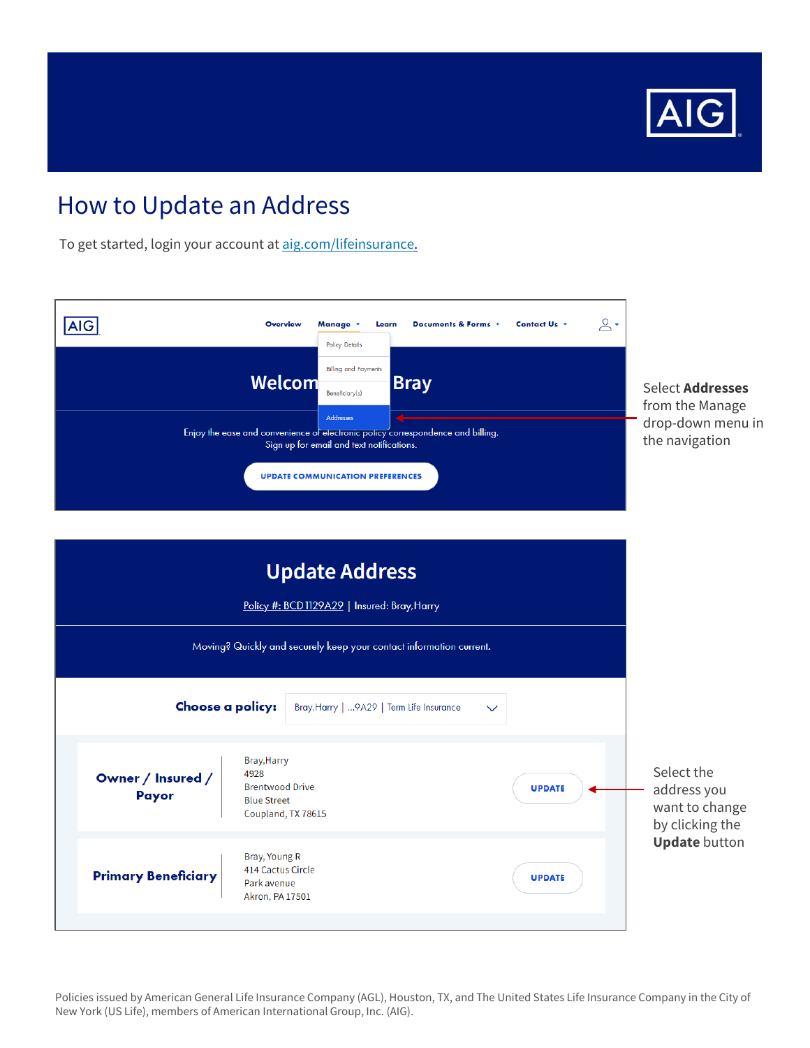# How to Update an Address

To get started, login your account at [aig.com/lifeinsurance.](aig.com/lifeinsurance)

Overview | Manage | Learn | Documents & Forms | Contact Us

Policy Details
Billing and Payments
Beneficiary(s)
Addresses

Welcome Harry Bray

Enjoy the ease and convenience of electronic policy correspondence and billing.
Sign up for email and text notifications.

UPDATE COMMUNICATION PREFERENCES

Select **Addresses** from the Manage drop-down menu in the navigation

## Update Address

Policy #: BCD1129A29 | Insured: Bray,Harry

Moving? Quickly and securely keep your contact information current.

**Choose a policy:** Bray,Harry | ...9A29 | Term Life Insurance

| | | |
|---|---|---|
| **Owner / Insured / Payor** | Bray,Harry<br>4928<br>Brentwood Drive<br>Blue Street<br>Coupland, TX 78615 | UPDATE |
| **Primary Beneficiary** | Bray, Young R<br>414 Cactus Circle<br>Park avenue<br>Akron, PA 17501 | UPDATE |

Select the address you want to change by clicking the **Update** button

Policies issued by American General Life Insurance Company (AGL), Houston, TX, and The United States Life Insurance Company in the City of New York (US Life), members of American International Group, Inc. (AIG).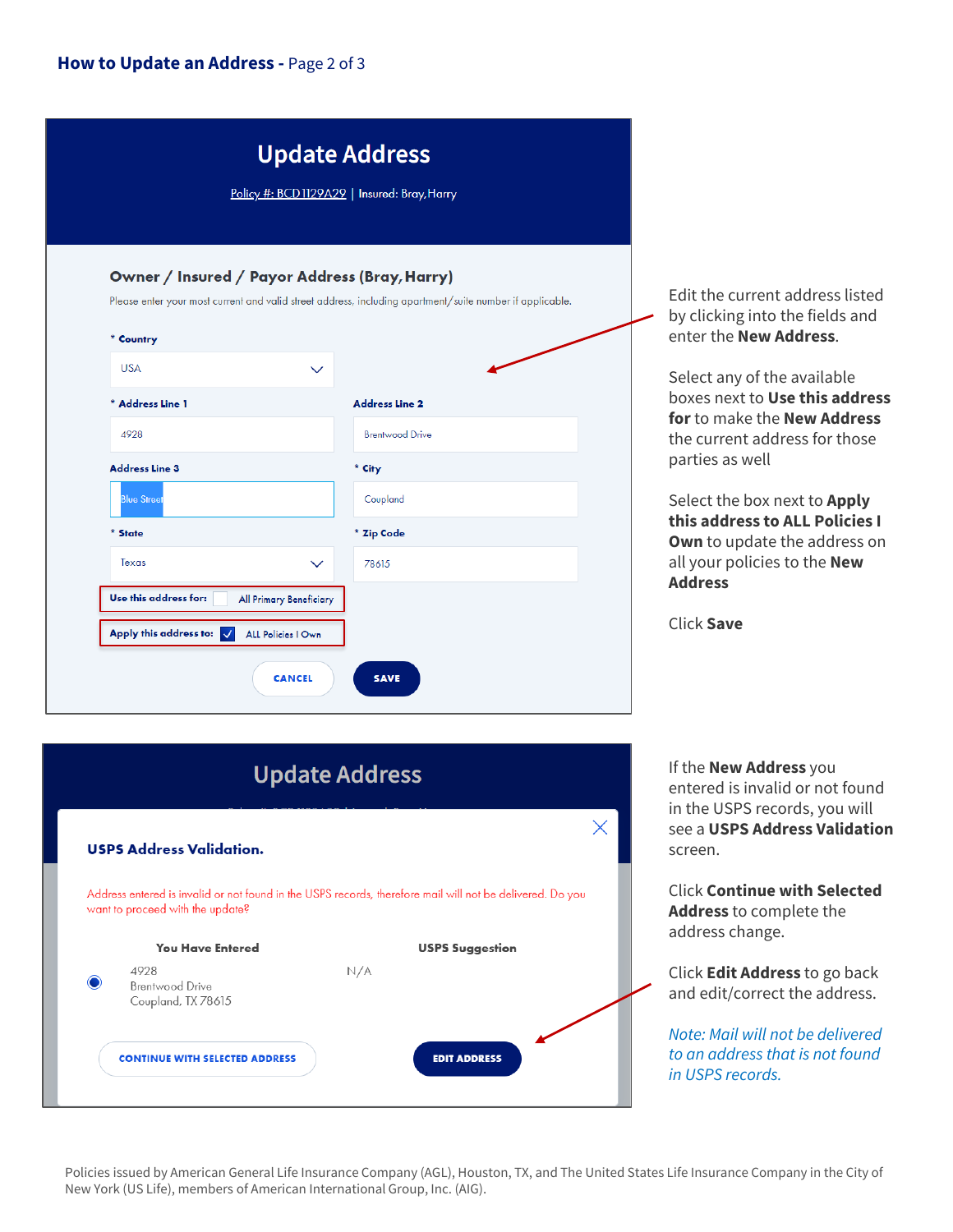## How to Update an Address - Page 2 of 3

**Update Address**

Policy #: BCD1129A29 | Insured: Bray, Harry

**Owner / Insured / Payor Address (Bray, Harry)**

Please enter your most current and valid street address, including apartment/suite number if applicable.

* Country: USA
* Address Line 1: 4928
* Address Line 2: Brentwood Drive
* Address Line 3: Blue Street
* City: Coupland
* State: Texas
* Zip Code: 78615

Use this address for: ☐ All Primary Beneficiary

Apply this address to: ☑ ALL Policies I Own

CANCEL | SAVE

Edit the current address listed by clicking into the fields and enter the **New Address**.

Select any of the available boxes next to **Use this address for** to make the **New Address** the current address for those parties as well

Select the box next to **Apply this address to ALL Policies I Own** to update the address on all your policies to the **New Address**

Click **Save**

**Update Address**

**USPS Address Validation.**

Address entered is invalid or not found in the USPS records, therefore mail will not be delivered. Do you want to proceed with the update?

| You Have Entered | USPS Suggestion |
|---|---|
| 4928<br>Brentwood Drive<br>Coupland, TX 78615 | N/A |

CONTINUE WITH SELECTED ADDRESS | EDIT ADDRESS

If the **New Address** you entered is invalid or not found in the USPS records, you will see a **USPS Address Validation** screen.

Click **Continue with Selected Address** to complete the address change.

Click **Edit Address** to go back and edit/correct the address.

*Note: Mail will not be delivered to an address that is not found in USPS records.*

Policies issued by American General Life Insurance Company (AGL), Houston, TX, and The United States Life Insurance Company in the City of New York (US Life), members of American International Group, Inc. (AIG).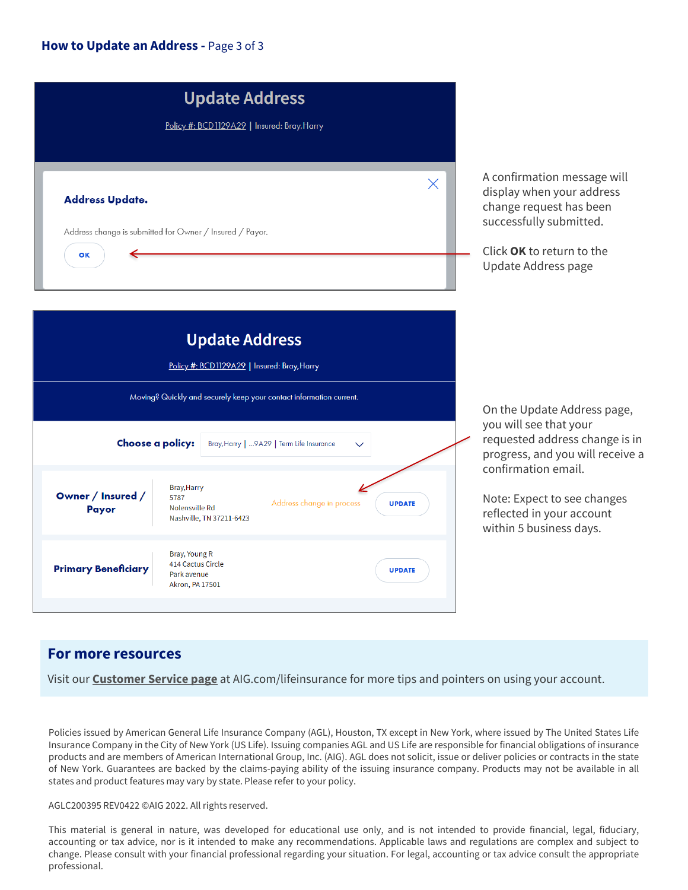## How to Update an Address - Page 3 of 3

### Update Address

Policy #: BCD1129A29 | Insured: Bray,Harry

**Address Update.**

Address change is submitted for Owner / Insured / Payor.

OK

A confirmation message will display when your address change request has been successfully submitted.

Click **OK** to return to the Update Address page

### Update Address

Policy #: BCD1129A29 | Insured: Bray,Harry

Moving? Quickly and securely keep your contact information current.

**Choose a policy:** Bray,Harry | ...9A29 | Term Life Insurance

| | | | |
|---|---|---|---|
| **Owner / Insured / Payor** | Bray,Harry<br>5787<br>Nolensville Rd<br>Nashville, TN 37211-6423 | Address change in process | UPDATE |
| **Primary Beneficiary** | Bray, Young R<br>414 Cactus Circle<br>Park avenue<br>Akron, PA 17501 | | UPDATE |

On the Update Address page, you will see that your requested address change is in progress, and you will receive a confirmation email.

Note: Expect to see changes reflected in your account within 5 business days.

## For more resources

Visit our **Customer Service page** at AIG.com/lifeinsurance for more tips and pointers on using your account.

Policies issued by American General Life Insurance Company (AGL), Houston, TX except in New York, where issued by The United States Life Insurance Company in the City of New York (US Life). Issuing companies AGL and US Life are responsible for financial obligations of insurance products and are members of American International Group, Inc. (AIG). AGL does not solicit, issue or deliver policies or contracts in the state of New York. Guarantees are backed by the claims-paying ability of the issuing insurance company. Products may not be available in all states and product features may vary by state. Please refer to your policy.

AGLC200395 REV0422 ©AIG 2022. All rights reserved.

This material is general in nature, was developed for educational use only, and is not intended to provide financial, legal, fiduciary, accounting or tax advice, nor is it intended to make any recommendations. Applicable laws and regulations are complex and subject to change. Please consult with your financial professional regarding your situation. For legal, accounting or tax advice consult the appropriate professional.